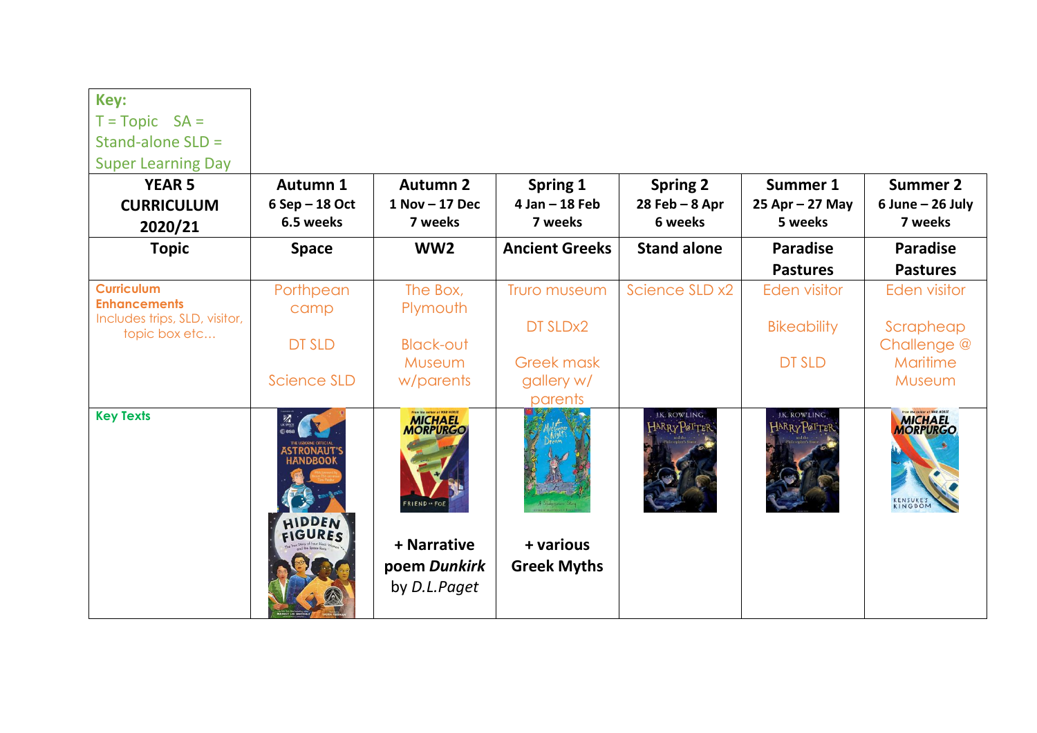**Key:**
T = Topic SA = Stand-alone SLD = Super Learning Day

| YEAR 5 CURRICULUM 2020/21 | Autumn 1<br>6 Sep – 18 Oct<br>6.5 weeks | Autumn 2<br>1 Nov – 17 Dec<br>7 weeks | Spring 1<br>4 Jan – 18 Feb<br>7 weeks | Spring 2<br>28 Feb – 8 Apr<br>6 weeks | Summer 1<br>25 Apr – 27 May<br>5 weeks | Summer 2<br>6 June – 26 July<br>7 weeks |
|---|---|---|---|---|---|---|
| **Topic** | **Space** | **WW2** | **Ancient Greeks** | **Stand alone** | **Paradise Pastures** | **Paradise Pastures** |
| **Curriculum Enhancements**<br>Includes trips, SLD, visitor, topic box etc… | Porthpean camp<br><br>DT SLD<br><br>Science SLD | The Box, Plymouth<br><br>Black-out Museum w/parents | Truro museum<br><br>DT SLDx2<br><br>Greek mask gallery w/ parents | Science SLD x2 | Eden visitor<br><br>Bikeability<br><br>DT SLD | Eden visitor<br><br>Scrapheap Challenge @ Maritime Museum |
| **Key Texts** | | + Narrative poem *Dunkirk* by *D.L.Paget* | + various Greek Myths | | | |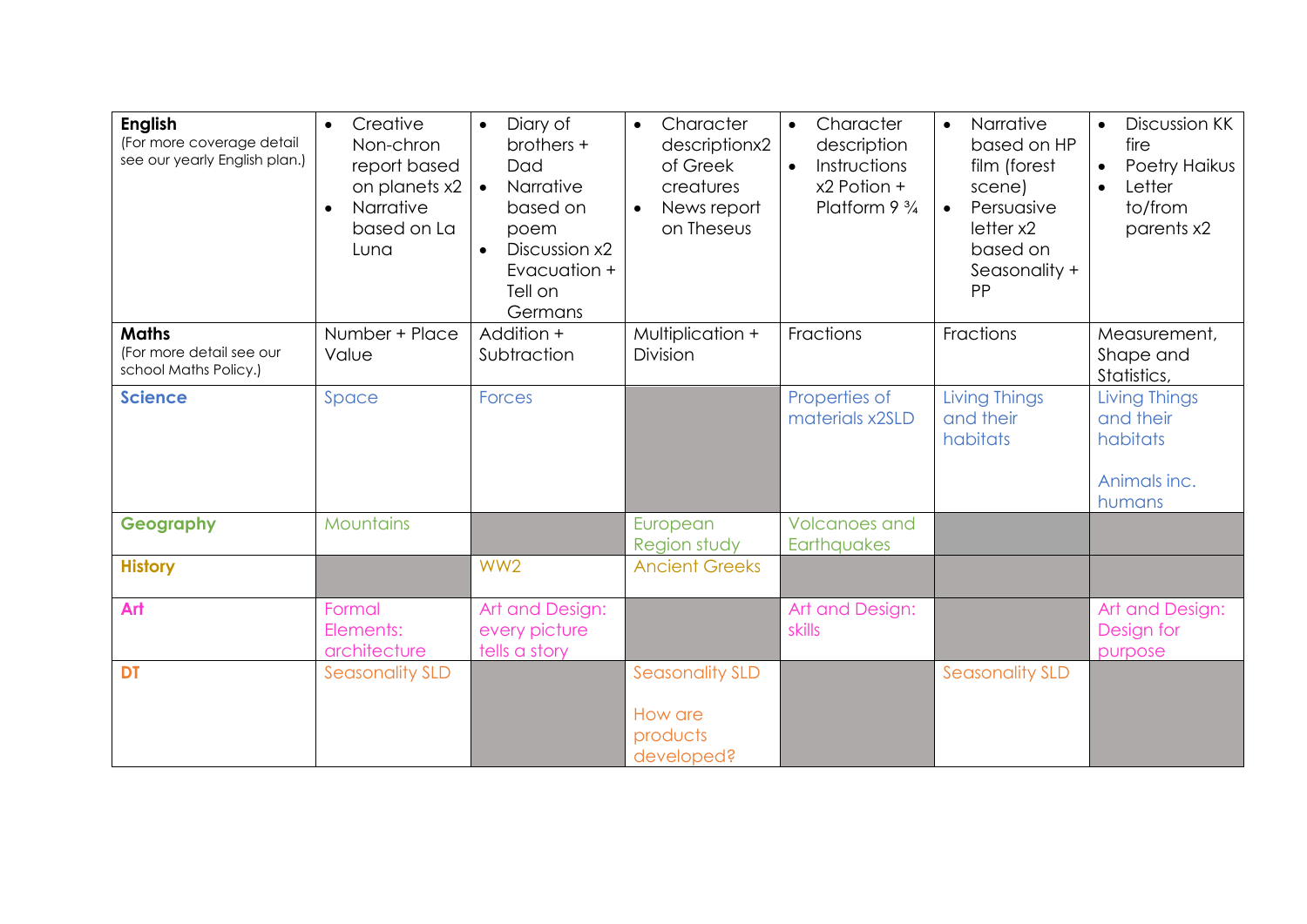| | | | | | | |
|---|---|---|---|---|---|---|
| **English** (For more coverage detail see our yearly English plan.) | • Creative Non-chron report based on planets x2<br>• Narrative based on La Luna | • Diary of brothers + Dad<br>• Narrative based on poem<br>• Discussion x2 Evacuation + Tell on Germans | • Character descriptionx2 of Greek creatures<br>• News report on Theseus | • Character description<br>• Instructions x2 Potion + Platform 9 ¾ | • Narrative based on HP film (forest scene)<br>• Persuasive letter x2 based on Seasonality + PP | • Discussion KK fire<br>• Poetry Haikus<br>• Letter to/from parents x2 |
| **Maths** (For more detail see our school Maths Policy.) | Number + Place Value | Addition + Subtraction | Multiplication + Division | Fractions | Fractions | Measurement, Shape and Statistics, |
| **Science** | Space | Forces | | Properties of materials x2SLD | Living Things and their habitats | Living Things and their habitats<br><br>Animals inc. humans |
| **Geography** | Mountains | | European Region study | Volcanoes and Earthquakes | | |
| **History** | | WW2 | Ancient Greeks | | | |
| **Art** | Formal Elements: architecture | Art and Design: every picture tells a story | | Art and Design: skills | | Art and Design: Design for purpose |
| **DT** | Seasonality SLD | | Seasonality SLD<br><br>How are products developed? | | Seasonality SLD | |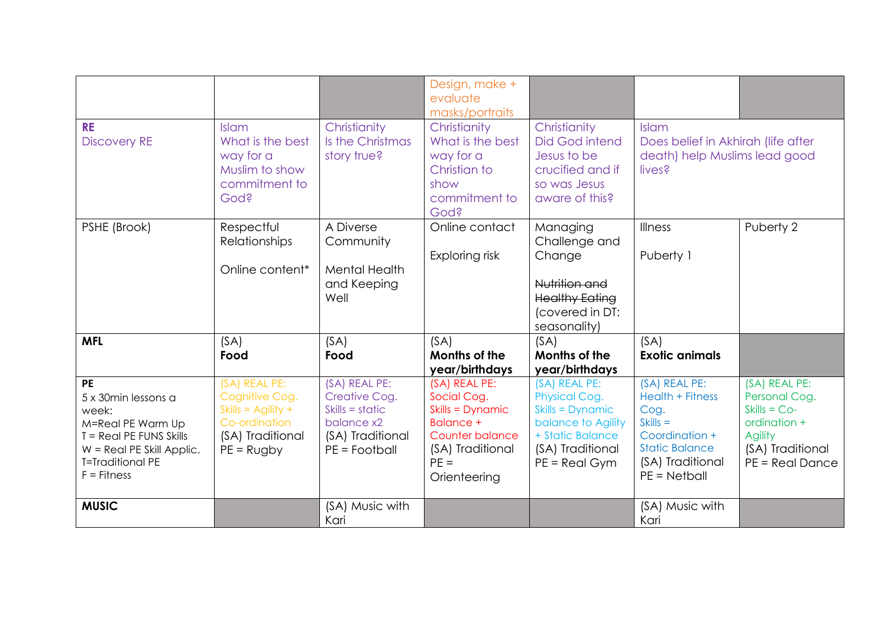| | | | | | | |
|---|---|---|---|---|---|---|
| | | | Design, make + evaluate masks/portraits | | | |
| **RE** Discovery RE | Islam What is the best way for a Muslim to show commitment to God? | Christianity Is the Christmas story true? | Christianity What is the best way for a Christian to show commitment to God? | Christianity Did God intend Jesus to be crucified and if so was Jesus aware of this? | Islam Does belief in Akhirah (life after death) help Muslims lead good lives? | |
| PSHE (Brook) | Respectful Relationships<br><br>Online content* | A Diverse Community<br><br>Mental Health and Keeping Well | Online contact<br><br>Exploring risk | Managing Challenge and Change<br><br>~~Nutrition and Healthy Eating~~ (covered in DT: seasonality) | Illness<br><br>Puberty 1 | Puberty 2 |
| **MFL** | (SA) **Food** | (SA) **Food** | (SA) **Months of the year/birthdays** | (SA) **Months of the year/birthdays** | (SA) **Exotic animals** | |
| **PE** 5 x 30min lessons a week: M=Real PE Warm Up T = Real PE FUNS Skills W = Real PE Skill Applic. T=Traditional PE F = Fitness | (SA) REAL PE: Cognitive Cog. Skills = Agility + Co-ordination (SA) Traditional PE = Rugby | (SA) REAL PE: Creative Cog. Skills = static balance x2 (SA) Traditional PE = Football | (SA) REAL PE: Social Cog. Skills = Dynamic Balance + Counter balance (SA) Traditional PE = Orienteering | (SA) REAL PE: Physical Cog. Skills = Dynamic balance to Agility + Static Balance (SA) Traditional PE = Real Gym | (SA) REAL PE: Health + Fitness Cog. Skills = Coordination + Static Balance (SA) Traditional PE = Netball | (SA) REAL PE: Personal Cog. Skills = Co-ordination + Agility (SA) Traditional PE = Real Dance |
| **MUSIC** | | (SA) Music with Kari | | | (SA) Music with Kari | |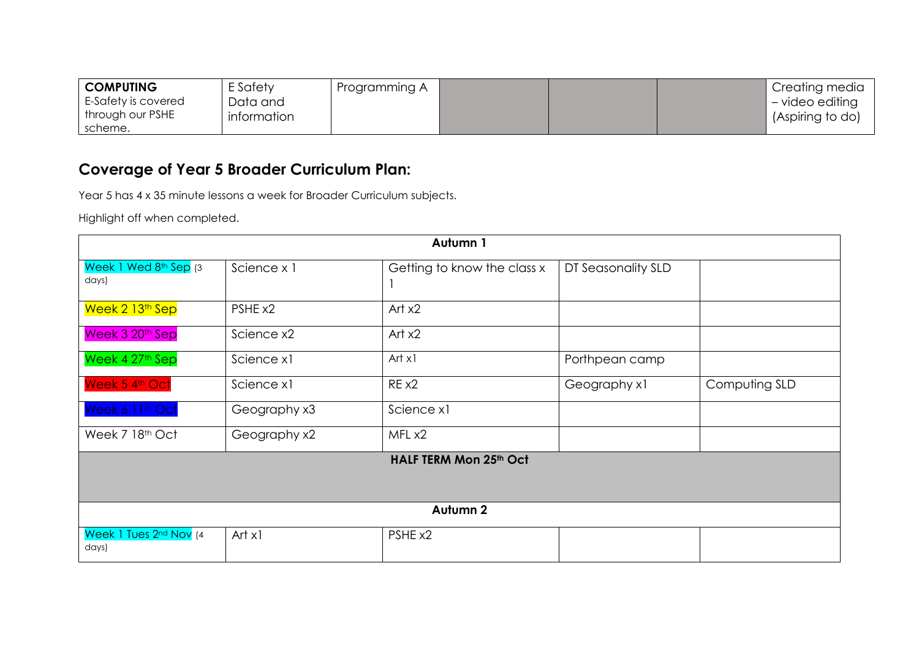| **COMPUTING** E-Safety is covered through our PSHE scheme. | E Safety Data and information | Programming A | | | | Creating media – video editing (Aspiring to do) |
|---|---|---|---|---|---|---|

## Coverage of Year 5 Broader Curriculum Plan:

Year 5 has 4 x 35 minute lessons a week for Broader Curriculum subjects.

Highlight off when completed.

| **Autumn 1** | | | | |
|---|---|---|---|---|
| Week 1 Wed 8th Sep (3 days) | Science x 1 | Getting to know the class x 1 | DT Seasonality SLD | |
| Week 2 13th Sep | PSHE x2 | Art x2 | | |
| Week 3 20th Sep | Science x2 | Art x2 | | |
| Week 4 27th Sep | Science x1 | Art x1 | Porthpean camp | |
| Week 5 4th Oct | Science x1 | RE x2 | Geography x1 | Computing SLD |
| Week 6 11th Oct | Geography x3 | Science x1 | | |
| Week 7 18th Oct | Geography x2 | MFL x2 | | |
| **HALF TERM Mon 25th Oct** | | | | |
| **Autumn 2** | | | | |
| Week 1 Tues 2nd Nov (4 days) | Art x1 | PSHE x2 | | |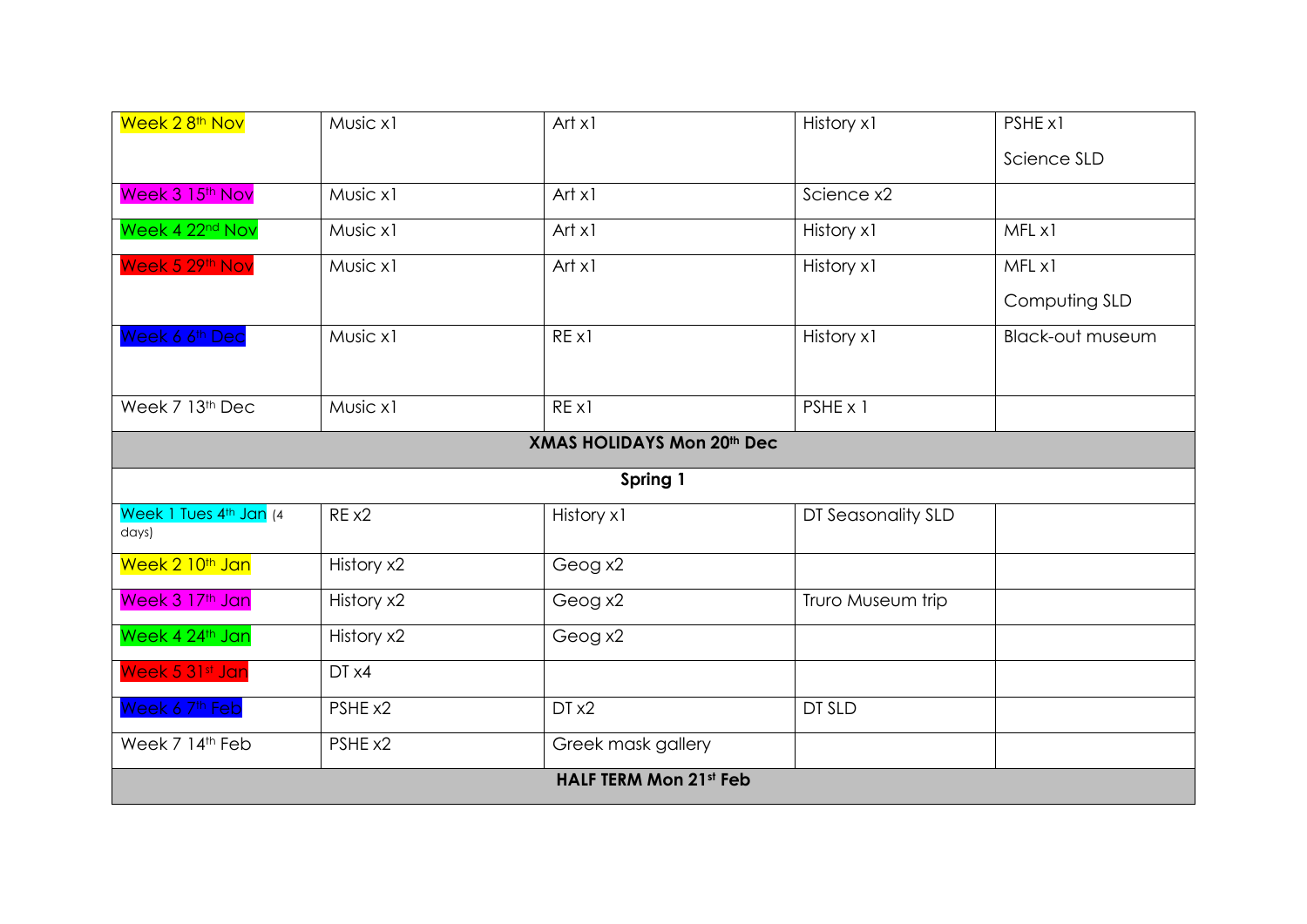| Week 2 8th Nov | Music x1 | Art x1 | History x1 | PSHE x1<br>Science SLD |
| --- | --- | --- | --- | --- |
| Week 3 15th Nov | Music x1 | Art x1 | Science x2 | |
| Week 4 22nd Nov | Music x1 | Art x1 | History x1 | MFL x1 |
| Week 5 29th Nov | Music x1 | Art x1 | History x1 | MFL x1<br>Computing SLD |
| Week 6 6th Dec | Music x1 | RE x1 | History x1 | Black-out museum |
| Week 7 13th Dec | Music x1 | RE x1 | PSHE x 1 | |
| **XMAS HOLIDAYS Mon 20th Dec** | | | | |
| **Spring 1** | | | | |
| Week 1 Tues 4th Jan (4 days) | RE x2 | History x1 | DT Seasonality SLD | |
| Week 2 10th Jan | History x2 | Geog x2 | | |
| Week 3 17th Jan | History x2 | Geog x2 | Truro Museum trip | |
| Week 4 24th Jan | History x2 | Geog x2 | | |
| Week 5 31st Jan | DT x4 | | | |
| Week 6 7th Feb | PSHE x2 | DT x2 | DT SLD | |
| Week 7 14th Feb | PSHE x2 | Greek mask gallery | | |
| **HALF TERM Mon 21st Feb** | | | | |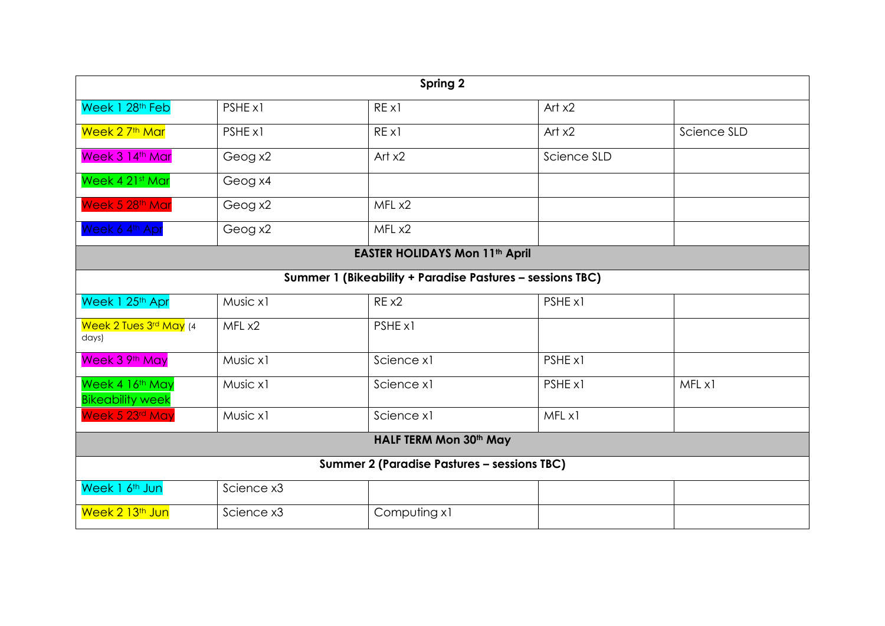| Spring 2 | | | | |
|---|---|---|---|---|
| Week 1 28th Feb | PSHE x1 | RE x1 | Art x2 | |
| Week 2 7th Mar | PSHE x1 | RE x1 | Art x2 | Science SLD |
| Week 3 14th Mar | Geog x2 | Art x2 | Science SLD | |
| Week 4 21st Mar | Geog x4 | | | |
| Week 5 28th Mar | Geog x2 | MFL x2 | | |
| Week 6 4th Apr | Geog x2 | MFL x2 | | |
| **EASTER HOLIDAYS Mon 11th April** | | | | |
| **Summer 1 (Bikeability + Paradise Pastures – sessions TBC)** | | | | |
| Week 1 25th Apr | Music x1 | RE x2 | PSHE x1 | |
| Week 2 Tues 3rd May (4 days) | MFL x2 | PSHE x1 | | |
| Week 3 9th May | Music x1 | Science x1 | PSHE x1 | |
| Week 4 16th May Bikeability week | Music x1 | Science x1 | PSHE x1 | MFL x1 |
| Week 5 23rd May | Music x1 | Science x1 | MFL x1 | |
| **HALF TERM Mon 30th May** | | | | |
| **Summer 2 (Paradise Pastures – sessions TBC)** | | | | |
| Week 1 6th Jun | Science x3 | | | |
| Week 2 13th Jun | Science x3 | Computing x1 | | |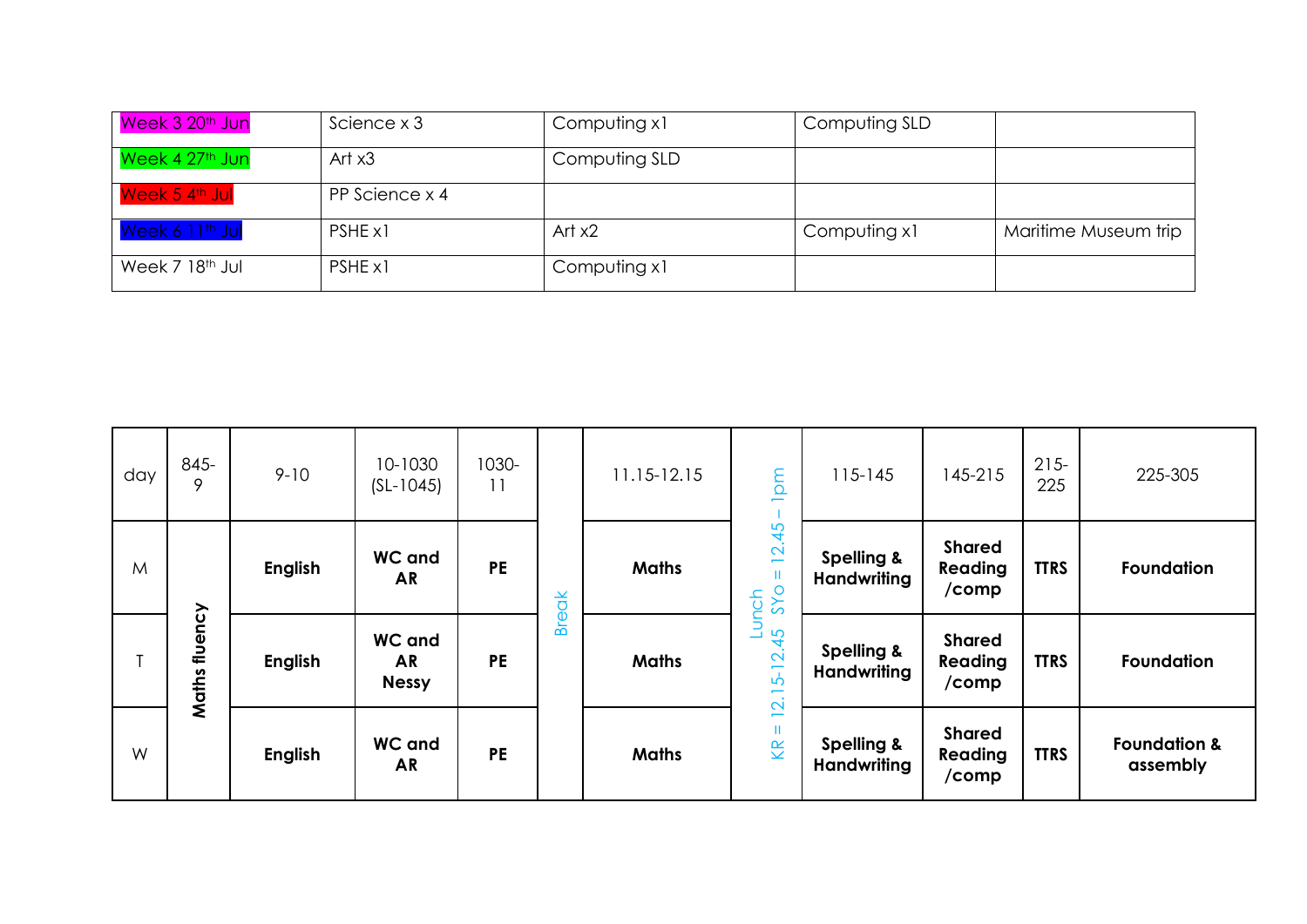| Week 3 20th Jun | Science x 3 | Computing x1 | Computing SLD | |
|---|---|---|---|---|
| Week 4 27th Jun | Art x3 | Computing SLD | | |
| Week 5 4th Jul | PP Science x 4 | | | |
| Week 6 11th Jul | PSHE x1 | Art x2 | Computing x1 | Maritime Museum trip |
| Week 7 18th Jul | PSHE x1 | Computing x1 | | |

| day | 845-9 | 9-10 | 10-1030 (SL-1045) | 1030-11 | | 11.15-12.15 | | 115-145 | 145-215 | 215-225 | 225-305 |
|---|---|---|---|---|---|---|---|---|---|---|---|
| M | **Maths fluency** | **English** | **WC and AR** | **PE** | Break | **Maths** | Lunch KR = 12.15-12.45 SYo = 12.45 – 1pm | **Spelling & Handwriting** | **Shared Reading /comp** | **TTRS** | **Foundation** |
| T | | **English** | **WC and AR Nessy** | **PE** | | **Maths** | | **Spelling & Handwriting** | **Shared Reading /comp** | **TTRS** | **Foundation** |
| W | | **English** | **WC and AR** | **PE** | | **Maths** | | **Spelling & Handwriting** | **Shared Reading /comp** | **TTRS** | **Foundation & assembly** |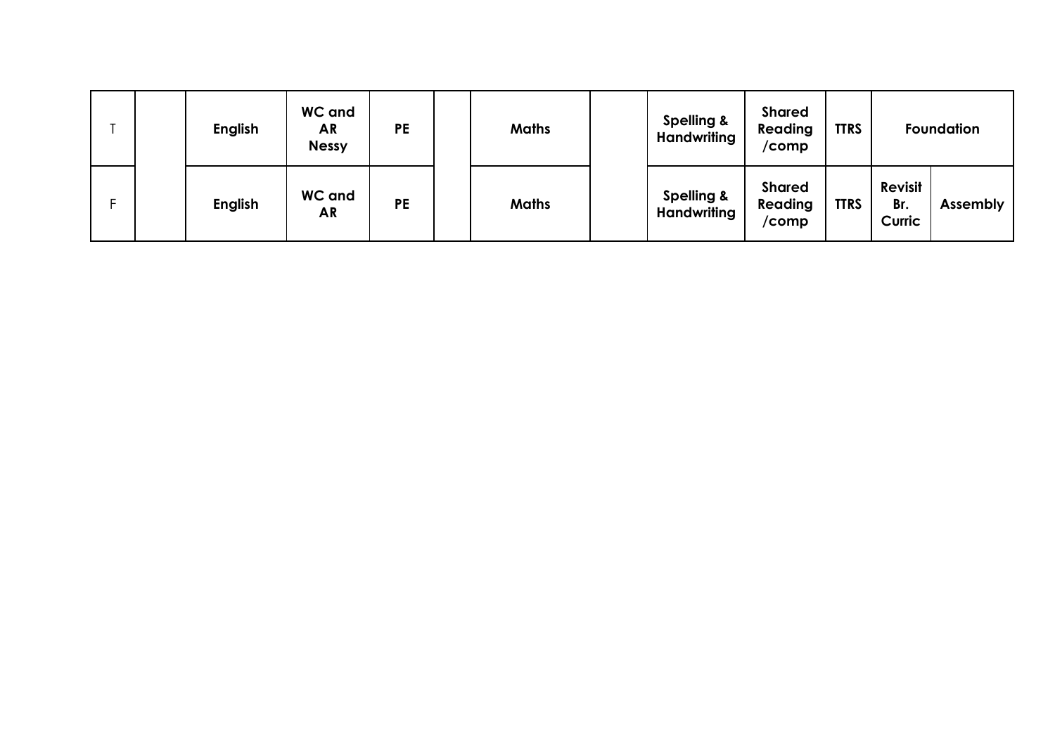| | | | | | | | | | | | | |
|---|---|---|---|---|---|---|---|---|---|---|---|---|
| T | | **English** | **WC and AR Nessy** | **PE** | | **Maths** | | **Spelling & Handwriting** | **Shared Reading /comp** | **TTRS** | **Foundation** | |
| F | | **English** | **WC and AR** | **PE** | | **Maths** | | **Spelling & Handwriting** | **Shared Reading /comp** | **TTRS** | **Revisit Br. Curric** | **Assembly** |